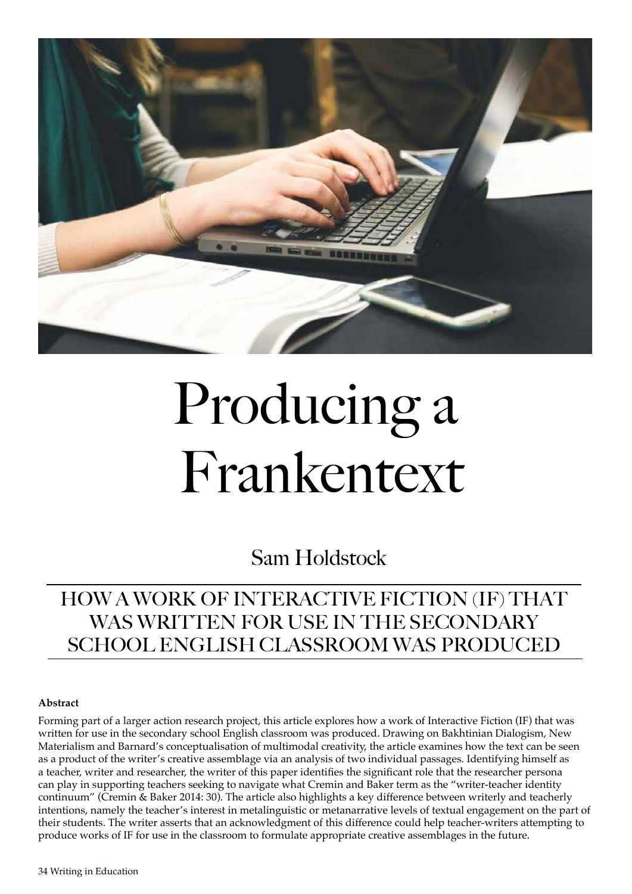# Producing a Frankentext

## Sam Holdstock

### HOW A WORK OF INTERACTIVE FICTION (IF) THAT WAS WRITTEN FOR USE IN THE SECONDARY SCHOOL ENGLISH CLASSROOM WAS PRODUCED

**Abstract**

Forming part of a larger action research project, this article explores how a work of Interactive Fiction (IF) that was written for use in the secondary school English classroom was produced. Drawing on Bakhtinian Dialogism, New Materialism and Barnard's conceptualisation of multimodal creativity, the article examines how the text can be seen as a product of the writer's creative assemblage via an analysis of two individual passages. Identifying himself as a teacher, writer and researcher, the writer of this paper identifies the significant role that the researcher persona can play in supporting teachers seeking to navigate what Cremin and Baker term as the "writer-teacher identity continuum" (Cremin & Baker 2014: 30). The article also highlights a key difference between writerly and teacherly intentions, namely the teacher's interest in metalinguistic or metanarrative levels of textual engagement on the part of their students. The writer asserts that an acknowledgment of this difference could help teacher-writers attempting to produce works of IF for use in the classroom to formulate appropriate creative assemblages in the future.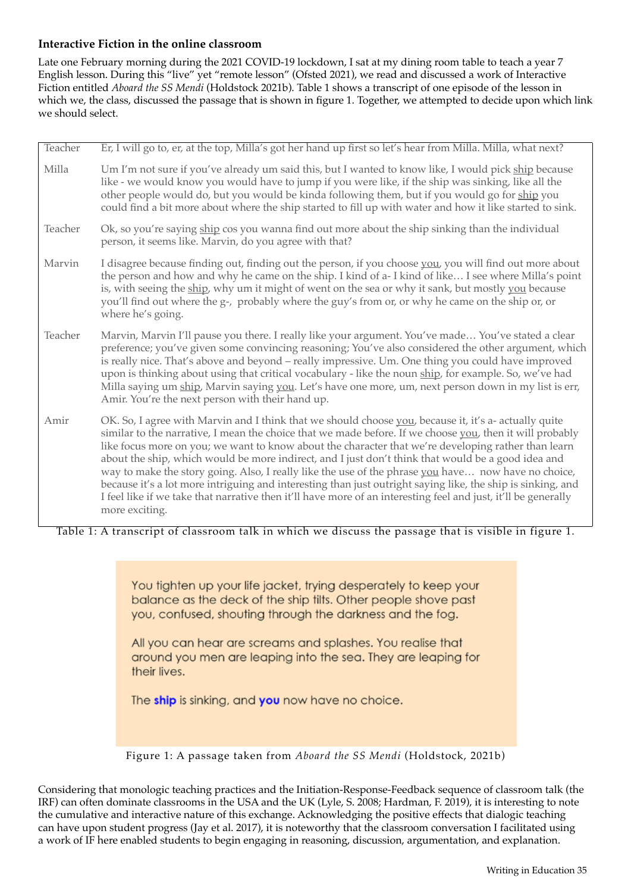### Interactive Fiction in the online classroom

Late one February morning during the 2021 COVID-19 lockdown, I sat at my dining room table to teach a year 7 English lesson. During this "live" yet "remote lesson" (Ofsted 2021), we read and discussed a work of Interactive Fiction entitled *Aboard the SS Mendi* (Holdstock 2021b). Table 1 shows a transcript of one episode of the lesson in which we, the class, discussed the passage that is shown in figure 1. Together, we attempted to decide upon which link we should select.

| | |
|---|---|
| Teacher | Er, I will go to, er, at the top, Milla's got her hand up first so let's hear from Milla. Milla, what next? |
| Milla | Um I'm not sure if you've already um said this, but I wanted to know like, I would pick <u>ship</u> because like - we would know you would have to jump if you were like, if the ship was sinking, like all the other people would do, but you would be kinda following them, but if you would go for <u>ship</u> you could find a bit more about where the ship started to fill up with water and how it like started to sink. |
| Teacher | Ok, so you're saying <u>ship</u> cos you wanna find out more about the ship sinking than the individual person, it seems like. Marvin, do you agree with that? |
| Marvin | I disagree because finding out, finding out the person, if you choose <u>you</u>, you will find out more about the person and how and why he came on the ship. I kind of a- I kind of like… I see where Milla's point is, with seeing the <u>ship</u>, why um it might of went on the sea or why it sank, but mostly <u>you</u> because you'll find out where the g-, probably where the guy's from or, or why he came on the ship or, or where he's going. |
| Teacher | Marvin, Marvin I'll pause you there. I really like your argument. You've made… You've stated a clear preference; you've given some convincing reasoning; You've also considered the other argument, which is really nice. That's above and beyond – really impressive. Um. One thing you could have improved upon is thinking about using that critical vocabulary - like the noun <u>ship</u>, for example. So, we've had Milla saying um <u>ship</u>, Marvin saying <u>you</u>. Let's have one more, um, next person down in my list is err, Amir. You're the next person with their hand up. |
| Amir | OK. So, I agree with Marvin and I think that we should choose <u>you</u>, because it, it's a- actually quite similar to the narrative, I mean the choice that we made before. If we choose <u>you</u>, then it will probably like focus more on you; we want to know about the character that we're developing rather than learn about the ship, which would be more indirect, and I just don't think that would be a good idea and way to make the story going. Also, I really like the use of the phrase <u>you</u> have… now have no choice, because it's a lot more intriguing and interesting than just outright saying like, the ship is sinking, and I feel like if we take that narrative then it'll have more of an interesting feel and just, it'll be generally more exciting. |

Table 1: A transcript of classroom talk in which we discuss the passage that is visible in figure 1.

> You tighten up your life jacket, trying desperately to keep your balance as the deck of the ship tilts. Other people shove past you, confused, shouting through the darkness and the fog.
>
> All you can hear are screams and splashes. You realise that around you men are leaping into the sea. They are leaping for their lives.
>
> The **ship** is sinking, and **you** now have no choice.

Figure 1: A passage taken from *Aboard the SS Mendi* (Holdstock, 2021b)

Considering that monologic teaching practices and the Initiation-Response-Feedback sequence of classroom talk (the IRF) can often dominate classrooms in the USA and the UK (Lyle, S. 2008; Hardman, F. 2019), it is interesting to note the cumulative and interactive nature of this exchange. Acknowledging the positive effects that dialogic teaching can have upon student progress (Jay et al. 2017), it is noteworthy that the classroom conversation I facilitated using a work of IF here enabled students to begin engaging in reasoning, discussion, argumentation, and explanation.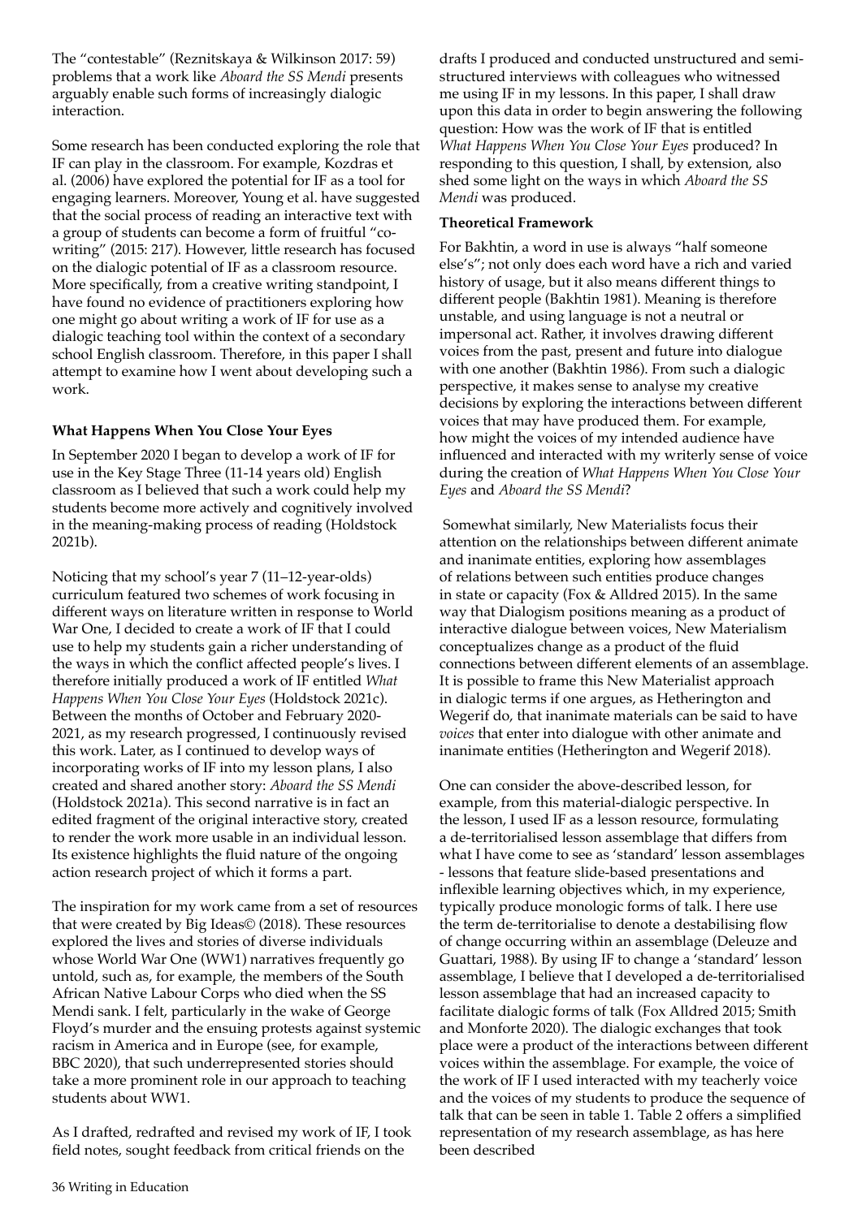The "contestable" (Reznitskaya & Wilkinson 2017: 59) problems that a work like *Aboard the SS Mendi* presents arguably enable such forms of increasingly dialogic interaction.

Some research has been conducted exploring the role that IF can play in the classroom. For example, Kozdras et al. (2006) have explored the potential for IF as a tool for engaging learners. Moreover, Young et al. have suggested that the social process of reading an interactive text with a group of students can become a form of fruitful "co-writing" (2015: 217). However, little research has focused on the dialogic potential of IF as a classroom resource. More specifically, from a creative writing standpoint, I have found no evidence of practitioners exploring how one might go about writing a work of IF for use as a dialogic teaching tool within the context of a secondary school English classroom. Therefore, in this paper I shall attempt to examine how I went about developing such a work.

**What Happens When You Close Your Eyes**

In September 2020 I began to develop a work of IF for use in the Key Stage Three (11-14 years old) English classroom as I believed that such a work could help my students become more actively and cognitively involved in the meaning-making process of reading (Holdstock 2021b).

Noticing that my school's year 7 (11–12-year-olds) curriculum featured two schemes of work focusing in different ways on literature written in response to World War One, I decided to create a work of IF that I could use to help my students gain a richer understanding of the ways in which the conflict affected people's lives. I therefore initially produced a work of IF entitled *What Happens When You Close Your Eyes* (Holdstock 2021c). Between the months of October and February 2020-2021, as my research progressed, I continuously revised this work. Later, as I continued to develop ways of incorporating works of IF into my lesson plans, I also created and shared another story: *Aboard the SS Mendi* (Holdstock 2021a). This second narrative is in fact an edited fragment of the original interactive story, created to render the work more usable in an individual lesson. Its existence highlights the fluid nature of the ongoing action research project of which it forms a part.

The inspiration for my work came from a set of resources that were created by Big Ideas© (2018). These resources explored the lives and stories of diverse individuals whose World War One (WW1) narratives frequently go untold, such as, for example, the members of the South African Native Labour Corps who died when the SS Mendi sank. I felt, particularly in the wake of George Floyd's murder and the ensuing protests against systemic racism in America and in Europe (see, for example, BBC 2020), that such underrepresented stories should take a more prominent role in our approach to teaching students about WW1.

As I drafted, redrafted and revised my work of IF, I took field notes, sought feedback from critical friends on the drafts I produced and conducted unstructured and semi-structured interviews with colleagues who witnessed me using IF in my lessons. In this paper, I shall draw upon this data in order to begin answering the following question: How was the work of IF that is entitled *What Happens When You Close Your Eyes* produced? In responding to this question, I shall, by extension, also shed some light on the ways in which *Aboard the SS Mendi* was produced.

**Theoretical Framework**

For Bakhtin, a word in use is always "half someone else's"; not only does each word have a rich and varied history of usage, but it also means different things to different people (Bakhtin 1981). Meaning is therefore unstable, and using language is not a neutral or impersonal act. Rather, it involves drawing different voices from the past, present and future into dialogue with one another (Bakhtin 1986). From such a dialogic perspective, it makes sense to analyse my creative decisions by exploring the interactions between different voices that may have produced them. For example, how might the voices of my intended audience have influenced and interacted with my writerly sense of voice during the creation of *What Happens When You Close Your Eyes* and *Aboard the SS Mendi*?

Somewhat similarly, New Materialists focus their attention on the relationships between different animate and inanimate entities, exploring how assemblages of relations between such entities produce changes in state or capacity (Fox & Alldred 2015). In the same way that Dialogism positions meaning as a product of interactive dialogue between voices, New Materialism conceptualizes change as a product of the fluid connections between different elements of an assemblage. It is possible to frame this New Materialist approach in dialogic terms if one argues, as Hetherington and Wegerif do, that inanimate materials can be said to have *voices* that enter into dialogue with other animate and inanimate entities (Hetherington and Wegerif 2018).

One can consider the above-described lesson, for example, from this material-dialogic perspective. In the lesson, I used IF as a lesson resource, formulating a de-territorialised lesson assemblage that differs from what I have come to see as 'standard' lesson assemblages - lessons that feature slide-based presentations and inflexible learning objectives which, in my experience, typically produce monologic forms of talk. I here use the term de-territorialise to denote a destabilising flow of change occurring within an assemblage (Deleuze and Guattari, 1988). By using IF to change a 'standard' lesson assemblage, I believe that I developed a de-territorialised lesson assemblage that had an increased capacity to facilitate dialogic forms of talk (Fox Alldred 2015; Smith and Monforte 2020). The dialogic exchanges that took place were a product of the interactions between different voices within the assemblage. For example, the voice of the work of IF I used interacted with my teacherly voice and the voices of my students to produce the sequence of talk that can be seen in table 1. Table 2 offers a simplified representation of my research assemblage, as has here been described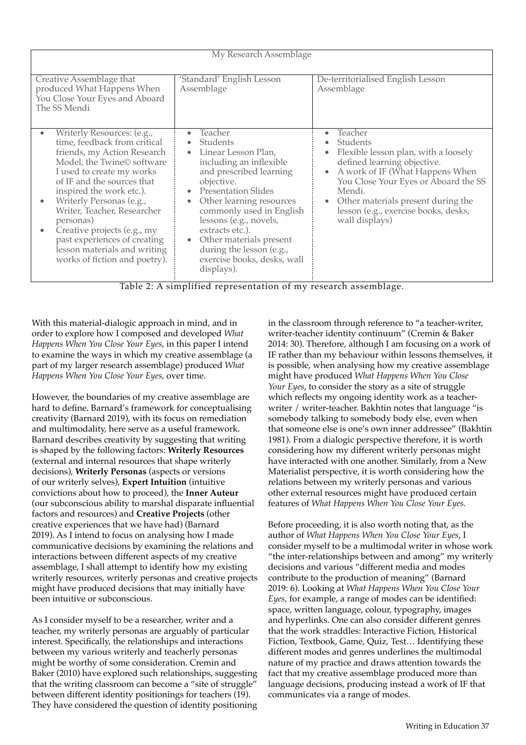| My Research Assemblage | | |
|---|---|---|
| Creative Assemblage that produced What Happens When You Close Your Eyes and Aboard The SS Mendi | 'Standard' English Lesson Assemblage | De-territorialised English Lesson Assemblage |
| • Writerly Resources: (e.g., time, feedback from critical friends, my Action Research Model, the Twine© software I used to create my works of IF and the sources that inspired the work etc.).<br>• Writerly Personas (e.g., Writer, Teacher, Researcher personas)<br>• Creative projects (e.g., my past experiences of creating lesson materials and writing works of fiction and poetry). | • Teacher<br>• Students<br>• Linear Lesson Plan, including an inflexible and prescribed learning objective.<br>• Presentation Slides<br>• Other learning resources commonly used in English lessons (e.g., novels, extracts etc.).<br>• Other materials present during the lesson (e.g., exercise books, desks, wall displays). | • Teacher<br>• Students<br>• Flexible lesson plan, with a loosely defined learning objective.<br>• A work of IF (What Happens When You Close Your Eyes or Aboard the SS Mendi.<br>• Other materials present during the lesson (e.g., exercise books, desks, wall displays) |

Table 2: A simplified representation of my research assemblage.

With this material-dialogic approach in mind, and in order to explore how I composed and developed *What Happens When You Close Your Eyes*, in this paper I intend to examine the ways in which my creative assemblage (a part of my larger research assemblage) produced *What Happens When You Close Your Eyes*, over time.

However, the boundaries of my creative assemblage are hard to define. Barnard's framework for conceptualising creativity (Barnard 2019), with its focus on remediation and multimodality, here serve as a useful framework. Barnard describes creativity by suggesting that writing is shaped by the following factors: **Writerly Resources** (external and internal resources that shape writerly decisions), **Writerly Personas** (aspects or versions of our writerly selves), **Expert Intuition** (intuitive convictions about how to proceed), the **Inner Auteur** (our subconscious ability to marshal disparate influential factors and resources) and **Creative Projects** (other creative experiences that we have had) (Barnard 2019). As I intend to focus on analysing how I made communicative decisions by examining the relations and interactions between different aspects of my creative assemblage, I shall attempt to identify how my existing writerly resources, writerly personas and creative projects might have produced decisions that may initially have been intuitive or subconscious.

As I consider myself to be a researcher, writer and a teacher, my writerly personas are arguably of particular interest. Specifically, the relationships and interactions between my various writerly and teacherly personas might be worthy of some consideration. Cremin and Baker (2010) have explored such relationships, suggesting that the writing classroom can become a "site of struggle" between different identity positionings for teachers (19). They have considered the question of identity positioning in the classroom through reference to "a teacher-writer, writer-teacher identity continuum" (Cremin & Baker 2014: 30). Therefore, although I am focusing on a work of IF rather than my behaviour within lessons themselves, it is possible, when analysing how my creative assemblage might have produced *What Happens When You Close Your Eyes*, to consider the story as a site of struggle which reflects my ongoing identity work as a teacher-writer / writer-teacher. Bakhtin notes that language "is somebody talking to somebody body else, even when that someone else is one's own inner addressee" (Bakhtin 1981). From a dialogic perspective therefore, it is worth considering how my different writerly personas might have interacted with one another. Similarly, from a New Materialist perspective, it is worth considering how the relations between my writerly personas and various other external resources might have produced certain features of *What Happens When You Close Your Eyes.*

Before proceeding, it is also worth noting that, as the author of *What Happens When You Close Your Eyes*, I consider myself to be a multimodal writer in whose work "the inter-relationships between and among" my writerly decisions and various "different media and modes contribute to the production of meaning" (Barnard 2019: 6). Looking at *What Happens When You Close Your Eyes*, for example, a range of modes can be identified: space, written language, colour, typography, images and hyperlinks. One can also consider different genres that the work straddles: Interactive Fiction, Historical Fiction, Textbook, Game, Quiz, Test… Identifying these different modes and genres underlines the multimodal nature of my practice and draws attention towards the fact that my creative assemblage produced more than language decisions, producing instead a work of IF that communicates via a range of modes.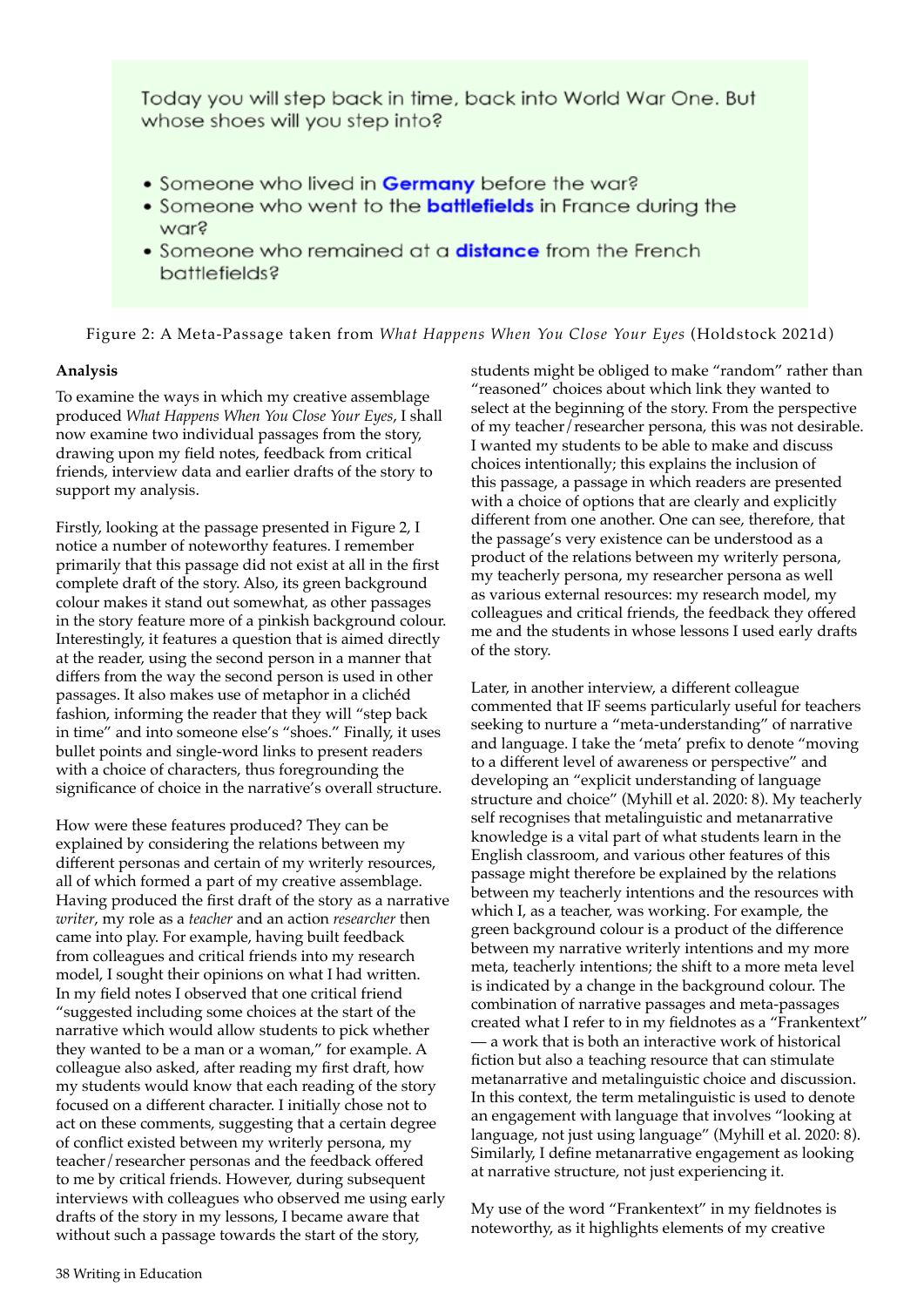Today you will step back in time, back into World War One. But whose shoes will you step into?

- Someone who lived in **Germany** before the war?
- Someone who went to the **battlefields** in France during the war?
- Someone who remained at a **distance** from the French battlefields?

Figure 2: A Meta-Passage taken from *What Happens When You Close Your Eyes* (Holdstock 2021d)

**Analysis**

To examine the ways in which my creative assemblage produced *What Happens When You Close Your Eyes*, I shall now examine two individual passages from the story, drawing upon my field notes, feedback from critical friends, interview data and earlier drafts of the story to support my analysis.

Firstly, looking at the passage presented in Figure 2, I notice a number of noteworthy features. I remember primarily that this passage did not exist at all in the first complete draft of the story. Also, its green background colour makes it stand out somewhat, as other passages in the story feature more of a pinkish background colour. Interestingly, it features a question that is aimed directly at the reader, using the second person in a manner that differs from the way the second person is used in other passages. It also makes use of metaphor in a clichéd fashion, informing the reader that they will "step back in time" and into someone else's "shoes." Finally, it uses bullet points and single-word links to present readers with a choice of characters, thus foregrounding the significance of choice in the narrative's overall structure.

How were these features produced? They can be explained by considering the relations between my different personas and certain of my writerly resources, all of which formed a part of my creative assemblage. Having produced the first draft of the story as a narrative *writer*, my role as a *teacher* and an action *researcher* then came into play. For example, having built feedback from colleagues and critical friends into my research model, I sought their opinions on what I had written. In my field notes I observed that one critical friend "suggested including some choices at the start of the narrative which would allow students to pick whether they wanted to be a man or a woman," for example. A colleague also asked, after reading my first draft, how my students would know that each reading of the story focused on a different character. I initially chose not to act on these comments, suggesting that a certain degree of conflict existed between my writerly persona, my teacher/researcher personas and the feedback offered to me by critical friends. However, during subsequent interviews with colleagues who observed me using early drafts of the story in my lessons, I became aware that without such a passage towards the start of the story, students might be obliged to make "random" rather than "reasoned" choices about which link they wanted to select at the beginning of the story. From the perspective of my teacher/researcher persona, this was not desirable. I wanted my students to be able to make and discuss choices intentionally; this explains the inclusion of this passage, a passage in which readers are presented with a choice of options that are clearly and explicitly different from one another. One can see, therefore, that the passage's very existence can be understood as a product of the relations between my writerly persona, my teacherly persona, my researcher persona as well as various external resources: my research model, my colleagues and critical friends, the feedback they offered me and the students in whose lessons I used early drafts of the story.

Later, in another interview, a different colleague commented that IF seems particularly useful for teachers seeking to nurture a "meta-understanding" of narrative and language. I take the 'meta' prefix to denote "moving to a different level of awareness or perspective" and developing an "explicit understanding of language structure and choice" (Myhill et al. 2020: 8). My teacherly self recognises that metalinguistic and metanarrative knowledge is a vital part of what students learn in the English classroom, and various other features of this passage might therefore be explained by the relations between my teacherly intentions and the resources with which I, as a teacher, was working. For example, the green background colour is a product of the difference between my narrative writerly intentions and my more meta, teacherly intentions; the shift to a more meta level is indicated by a change in the background colour. The combination of narrative passages and meta-passages created what I refer to in my fieldnotes as a "Frankentext" — a work that is both an interactive work of historical fiction but also a teaching resource that can stimulate metanarrative and metalinguistic choice and discussion. In this context, the term metalinguistic is used to denote an engagement with language that involves "looking at language, not just using language" (Myhill et al. 2020: 8). Similarly, I define metanarrative engagement as looking at narrative structure, not just experiencing it.

My use of the word "Frankentext" in my fieldnotes is noteworthy, as it highlights elements of my creative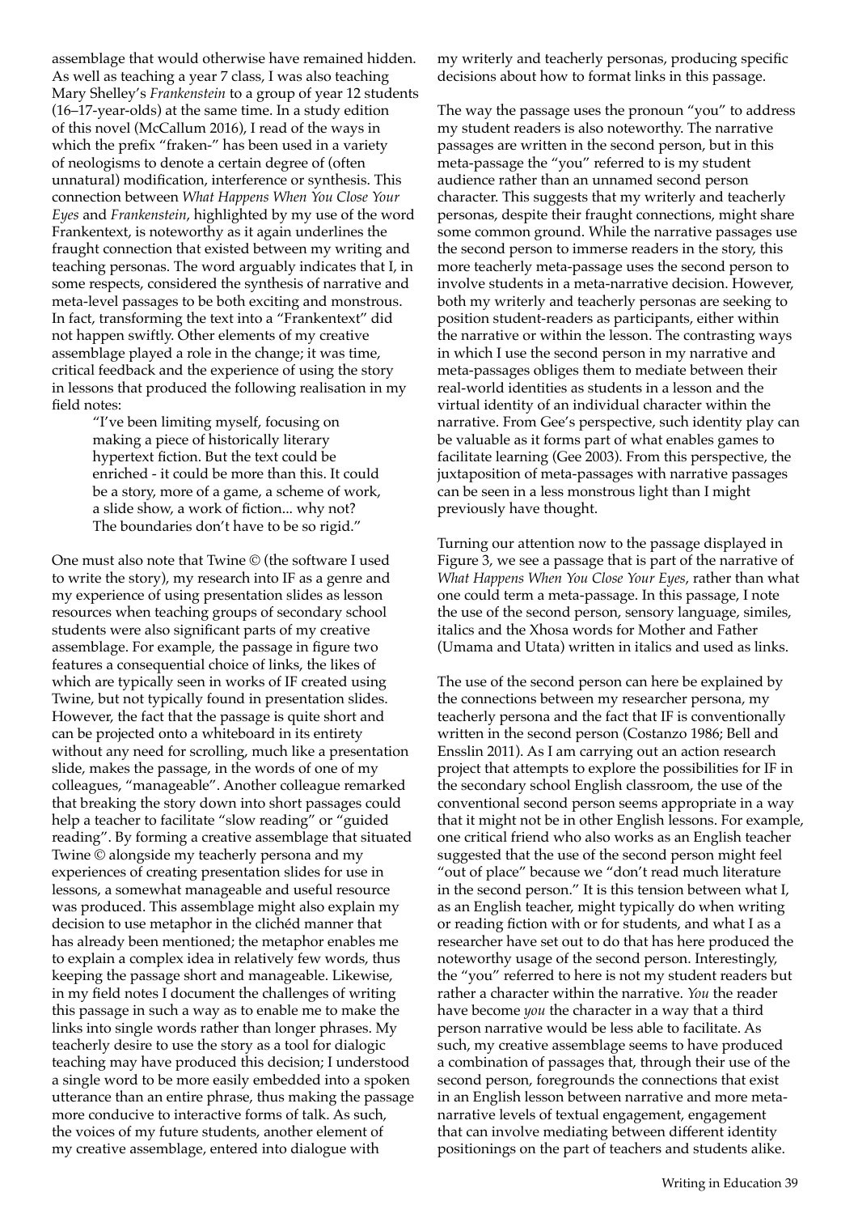assemblage that would otherwise have remained hidden. As well as teaching a year 7 class, I was also teaching Mary Shelley's *Frankenstein* to a group of year 12 students (16–17-year-olds) at the same time. In a study edition of this novel (McCallum 2016), I read of the ways in which the prefix "fraken-" has been used in a variety of neologisms to denote a certain degree of (often unnatural) modification, interference or synthesis. This connection between *What Happens When You Close Your Eyes* and *Frankenstein*, highlighted by my use of the word Frankentext, is noteworthy as it again underlines the fraught connection that existed between my writing and teaching personas. The word arguably indicates that I, in some respects, considered the synthesis of narrative and meta-level passages to be both exciting and monstrous. In fact, transforming the text into a "Frankentext" did not happen swiftly. Other elements of my creative assemblage played a role in the change; it was time, critical feedback and the experience of using the story in lessons that produced the following realisation in my field notes:

> "I've been limiting myself, focusing on making a piece of historically literary hypertext fiction. But the text could be enriched - it could be more than this. It could be a story, more of a game, a scheme of work, a slide show, a work of fiction... why not? The boundaries don't have to be so rigid."

One must also note that Twine © (the software I used to write the story), my research into IF as a genre and my experience of using presentation slides as lesson resources when teaching groups of secondary school students were also significant parts of my creative assemblage. For example, the passage in figure two features a consequential choice of links, the likes of which are typically seen in works of IF created using Twine, but not typically found in presentation slides. However, the fact that the passage is quite short and can be projected onto a whiteboard in its entirety without any need for scrolling, much like a presentation slide, makes the passage, in the words of one of my colleagues, "manageable". Another colleague remarked that breaking the story down into short passages could help a teacher to facilitate "slow reading" or "guided reading". By forming a creative assemblage that situated Twine © alongside my teacherly persona and my experiences of creating presentation slides for use in lessons, a somewhat manageable and useful resource was produced. This assemblage might also explain my decision to use metaphor in the clichéd manner that has already been mentioned; the metaphor enables me to explain a complex idea in relatively few words, thus keeping the passage short and manageable. Likewise, in my field notes I document the challenges of writing this passage in such a way as to enable me to make the links into single words rather than longer phrases. My teacherly desire to use the story as a tool for dialogic teaching may have produced this decision; I understood a single word to be more easily embedded into a spoken utterance than an entire phrase, thus making the passage more conducive to interactive forms of talk. As such, the voices of my future students, another element of my creative assemblage, entered into dialogue with my writerly and teacherly personas, producing specific decisions about how to format links in this passage.

The way the passage uses the pronoun "you" to address my student readers is also noteworthy. The narrative passages are written in the second person, but in this meta-passage the "you" referred to is my student audience rather than an unnamed second person character. This suggests that my writerly and teacherly personas, despite their fraught connections, might share some common ground. While the narrative passages use the second person to immerse readers in the story, this more teacherly meta-passage uses the second person to involve students in a meta-narrative decision. However, both my writerly and teacherly personas are seeking to position student-readers as participants, either within the narrative or within the lesson. The contrasting ways in which I use the second person in my narrative and meta-passages obliges them to mediate between their real-world identities as students in a lesson and the virtual identity of an individual character within the narrative. From Gee's perspective, such identity play can be valuable as it forms part of what enables games to facilitate learning (Gee 2003). From this perspective, the juxtaposition of meta-passages with narrative passages can be seen in a less monstrous light than I might previously have thought.

Turning our attention now to the passage displayed in Figure 3, we see a passage that is part of the narrative of *What Happens When You Close Your Eyes*, rather than what one could term a meta-passage. In this passage, I note the use of the second person, sensory language, similes, italics and the Xhosa words for Mother and Father (Umama and Utata) written in italics and used as links.

The use of the second person can here be explained by the connections between my researcher persona, my teacherly persona and the fact that IF is conventionally written in the second person (Costanzo 1986; Bell and Ensslin 2011). As I am carrying out an action research project that attempts to explore the possibilities for IF in the secondary school English classroom, the use of the conventional second person seems appropriate in a way that it might not be in other English lessons. For example, one critical friend who also works as an English teacher suggested that the use of the second person might feel "out of place" because we "don't read much literature in the second person." It is this tension between what I, as an English teacher, might typically do when writing or reading fiction with or for students, and what I as a researcher have set out to do that has here produced the noteworthy usage of the second person. Interestingly, the "you" referred to here is not my student readers but rather a character within the narrative. *You* the reader have become *you* the character in a way that a third person narrative would be less able to facilitate. As such, my creative assemblage seems to have produced a combination of passages that, through their use of the second person, foregrounds the connections that exist in an English lesson between narrative and more meta-narrative levels of textual engagement, engagement that can involve mediating between different identity positionings on the part of teachers and students alike.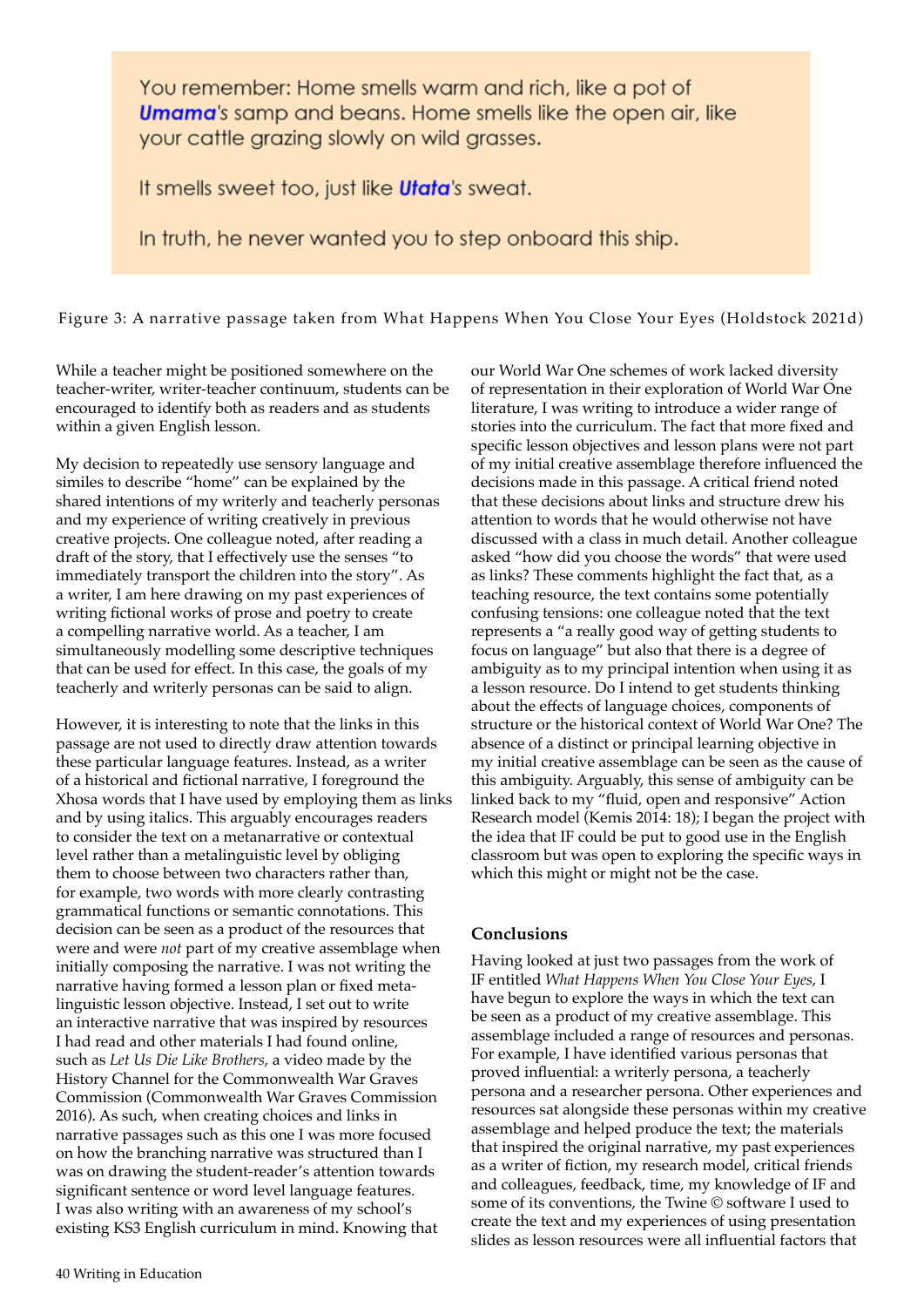You remember: Home smells warm and rich, like a pot of **Umama**'s samp and beans. Home smells like the open air, like your cattle grazing slowly on wild grasses.

It smells sweet too, just like **Utata**'s sweat.

In truth, he never wanted you to step onboard this ship.

Figure 3: A narrative passage taken from What Happens When You Close Your Eyes (Holdstock 2021d)

While a teacher might be positioned somewhere on the teacher-writer, writer-teacher continuum, students can be encouraged to identify both as readers and as students within a given English lesson.

My decision to repeatedly use sensory language and similes to describe "home" can be explained by the shared intentions of my writerly and teacherly personas and my experience of writing creatively in previous creative projects. One colleague noted, after reading a draft of the story, that I effectively use the senses "to immediately transport the children into the story". As a writer, I am here drawing on my past experiences of writing fictional works of prose and poetry to create a compelling narrative world. As a teacher, I am simultaneously modelling some descriptive techniques that can be used for effect. In this case, the goals of my teacherly and writerly personas can be said to align.

However, it is interesting to note that the links in this passage are not used to directly draw attention towards these particular language features. Instead, as a writer of a historical and fictional narrative, I foreground the Xhosa words that I have used by employing them as links and by using italics. This arguably encourages readers to consider the text on a metanarrative or contextual level rather than a metalinguistic level by obliging them to choose between two characters rather than, for example, two words with more clearly contrasting grammatical functions or semantic connotations. This decision can be seen as a product of the resources that were and were *not* part of my creative assemblage when initially composing the narrative. I was not writing the narrative having formed a lesson plan or fixed meta-linguistic lesson objective. Instead, I set out to write an interactive narrative that was inspired by resources I had read and other materials I had found online, such as *Let Us Die Like Brothers*, a video made by the History Channel for the Commonwealth War Graves Commission (Commonwealth War Graves Commission 2016). As such, when creating choices and links in narrative passages such as this one I was more focused on how the branching narrative was structured than I was on drawing the student-reader's attention towards significant sentence or word level language features. I was also writing with an awareness of my school's existing KS3 English curriculum in mind. Knowing that our World War One schemes of work lacked diversity of representation in their exploration of World War One literature, I was writing to introduce a wider range of stories into the curriculum. The fact that more fixed and specific lesson objectives and lesson plans were not part of my initial creative assemblage therefore influenced the decisions made in this passage. A critical friend noted that these decisions about links and structure drew his attention to words that he would otherwise not have discussed with a class in much detail. Another colleague asked "how did you choose the words" that were used as links? These comments highlight the fact that, as a teaching resource, the text contains some potentially confusing tensions: one colleague noted that the text represents a "a really good way of getting students to focus on language" but also that there is a degree of ambiguity as to my principal intention when using it as a lesson resource. Do I intend to get students thinking about the effects of language choices, components of structure or the historical context of World War One? The absence of a distinct or principal learning objective in my initial creative assemblage can be seen as the cause of this ambiguity. Arguably, this sense of ambiguity can be linked back to my "fluid, open and responsive" Action Research model (Kemis 2014: 18); I began the project with the idea that IF could be put to good use in the English classroom but was open to exploring the specific ways in which this might or might not be the case.

### Conclusions

Having looked at just two passages from the work of IF entitled *What Happens When You Close Your Eyes*, I have begun to explore the ways in which the text can be seen as a product of my creative assemblage. This assemblage included a range of resources and personas. For example, I have identified various personas that proved influential: a writerly persona, a teacherly persona and a researcher persona. Other experiences and resources sat alongside these personas within my creative assemblage and helped produce the text; the materials that inspired the original narrative, my past experiences as a writer of fiction, my research model, critical friends and colleagues, feedback, time, my knowledge of IF and some of its conventions, the Twine © software I used to create the text and my experiences of using presentation slides as lesson resources were all influential factors that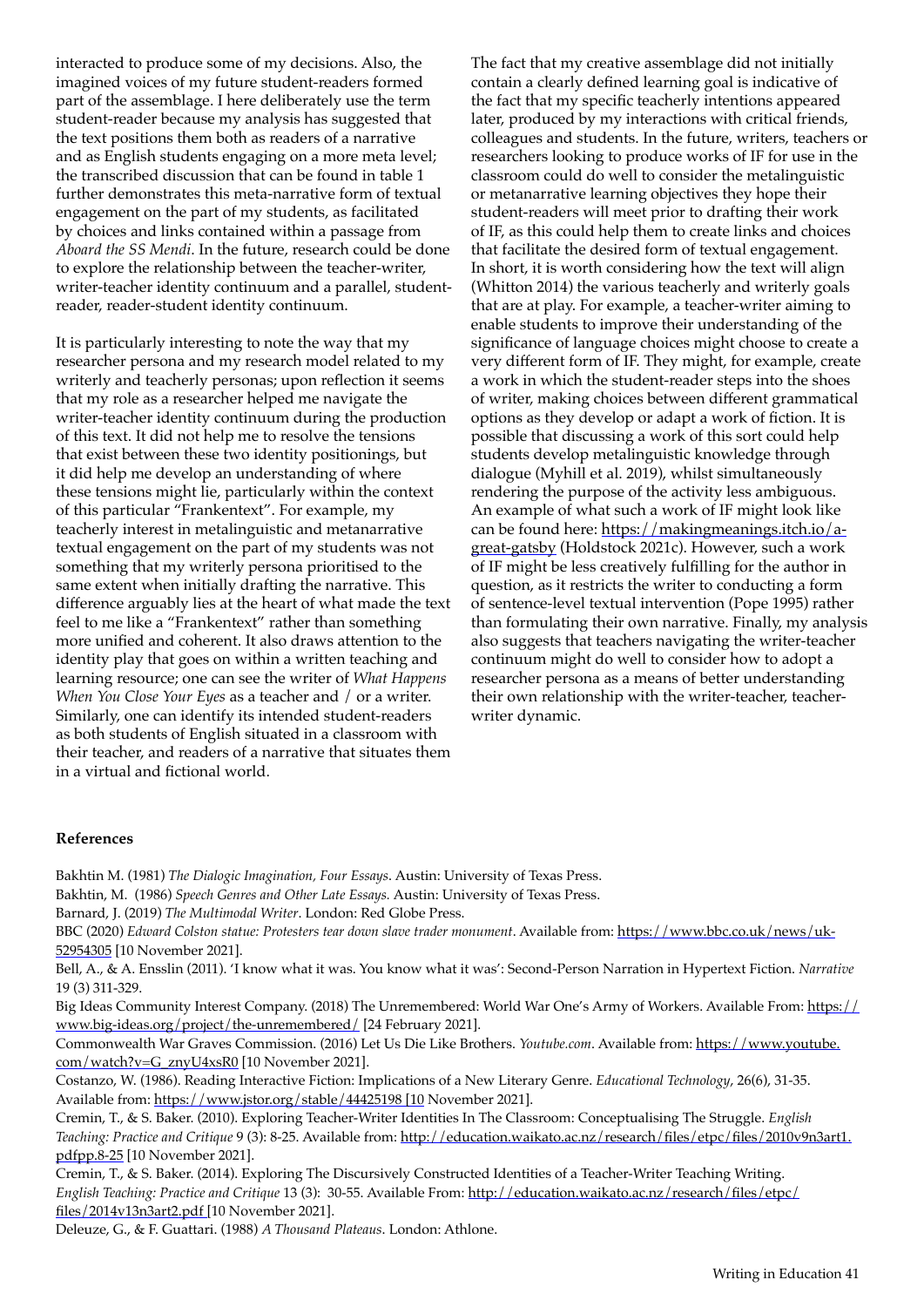interacted to produce some of my decisions. Also, the imagined voices of my future student-readers formed part of the assemblage. I here deliberately use the term student-reader because my analysis has suggested that the text positions them both as readers of a narrative and as English students engaging on a more meta level; the transcribed discussion that can be found in table 1 further demonstrates this meta-narrative form of textual engagement on the part of my students, as facilitated by choices and links contained within a passage from *Aboard the SS Mendi*. In the future, research could be done to explore the relationship between the teacher-writer, writer-teacher identity continuum and a parallel, student-reader, reader-student identity continuum.

It is particularly interesting to note the way that my researcher persona and my research model related to my writerly and teacherly personas; upon reflection it seems that my role as a researcher helped me navigate the writer-teacher identity continuum during the production of this text. It did not help me to resolve the tensions that exist between these two identity positionings, but it did help me develop an understanding of where these tensions might lie, particularly within the context of this particular "Frankentext". For example, my teacherly interest in metalinguistic and metanarrative textual engagement on the part of my students was not something that my writerly persona prioritised to the same extent when initially drafting the narrative. This difference arguably lies at the heart of what made the text feel to me like a "Frankentext" rather than something more unified and coherent. It also draws attention to the identity play that goes on within a written teaching and learning resource; one can see the writer of *What Happens When You Close Your Eyes* as a teacher and / or a writer. Similarly, one can identify its intended student-readers as both students of English situated in a classroom with their teacher, and readers of a narrative that situates them in a virtual and fictional world.

The fact that my creative assemblage did not initially contain a clearly defined learning goal is indicative of the fact that my specific teacherly intentions appeared later, produced by my interactions with critical friends, colleagues and students. In the future, writers, teachers or researchers looking to produce works of IF for use in the classroom could do well to consider the metalinguistic or metanarrative learning objectives they hope their student-readers will meet prior to drafting their work of IF, as this could help them to create links and choices that facilitate the desired form of textual engagement. In short, it is worth considering how the text will align (Whitton 2014) the various teacherly and writerly goals that are at play. For example, a teacher-writer aiming to enable students to improve their understanding of the significance of language choices might choose to create a very different form of IF. They might, for example, create a work in which the student-reader steps into the shoes of writer, making choices between different grammatical options as they develop or adapt a work of fiction. It is possible that discussing a work of this sort could help students develop metalinguistic knowledge through dialogue (Myhill et al. 2019), whilst simultaneously rendering the purpose of the activity less ambiguous. An example of what such a work of IF might look like can be found here: https://makingmeanings.itch.io/a-great-gatsby (Holdstock 2021c). However, such a work of IF might be less creatively fulfilling for the author in question, as it restricts the writer to conducting a form of sentence-level textual intervention (Pope 1995) rather than formulating their own narrative. Finally, my analysis also suggests that teachers navigating the writer-teacher continuum might do well to consider how to adopt a researcher persona as a means of better understanding their own relationship with the writer-teacher, teacher-writer dynamic.

## References

Bakhtin M. (1981) *The Dialogic Imagination, Four Essays*. Austin: University of Texas Press.

Bakhtin, M. (1986) *Speech Genres and Other Late Essays*. Austin: University of Texas Press.

Barnard, J. (2019) *The Multimodal Writer*. London: Red Globe Press.

BBC (2020) *Edward Colston statue: Protesters tear down slave trader monument*. Available from: https://www.bbc.co.uk/news/uk-52954305 [10 November 2021].

Bell, A., & A. Ensslin (2011). 'I know what it was. You know what it was': Second-Person Narration in Hypertext Fiction. *Narrative* 19 (3) 311-329.

Big Ideas Community Interest Company. (2018) The Unremembered: World War One's Army of Workers. Available From: https://www.big-ideas.org/project/the-unremembered/ [24 February 2021].

Commonwealth War Graves Commission. (2016) Let Us Die Like Brothers. *Youtube.com*. Available from: https://www.youtube.com/watch?v=G_znyU4xsR0 [10 November 2021].

Costanzo, W. (1986). Reading Interactive Fiction: Implications of a New Literary Genre. *Educational Technology*, 26(6), 31-35. Available from: https://www.jstor.org/stable/44425198 [10 November 2021].

Cremin, T., & S. Baker. (2010). Exploring Teacher-Writer Identities In The Classroom: Conceptualising The Struggle. *English Teaching: Practice and Critique* 9 (3): 8-25. Available from: http://education.waikato.ac.nz/research/files/etpc/files/2010v9n3art1.pdfpp.8-25 [10 November 2021].

Cremin, T., & S. Baker. (2014). Exploring The Discursively Constructed Identities of a Teacher-Writer Teaching Writing. *English Teaching: Practice and Critique* 13 (3): 30-55. Available From: http://education.waikato.ac.nz/research/files/etpc/files/2014v13n3art2.pdf [10 November 2021].

Deleuze, G., & F. Guattari. (1988) *A Thousand Plateaus*. London: Athlone.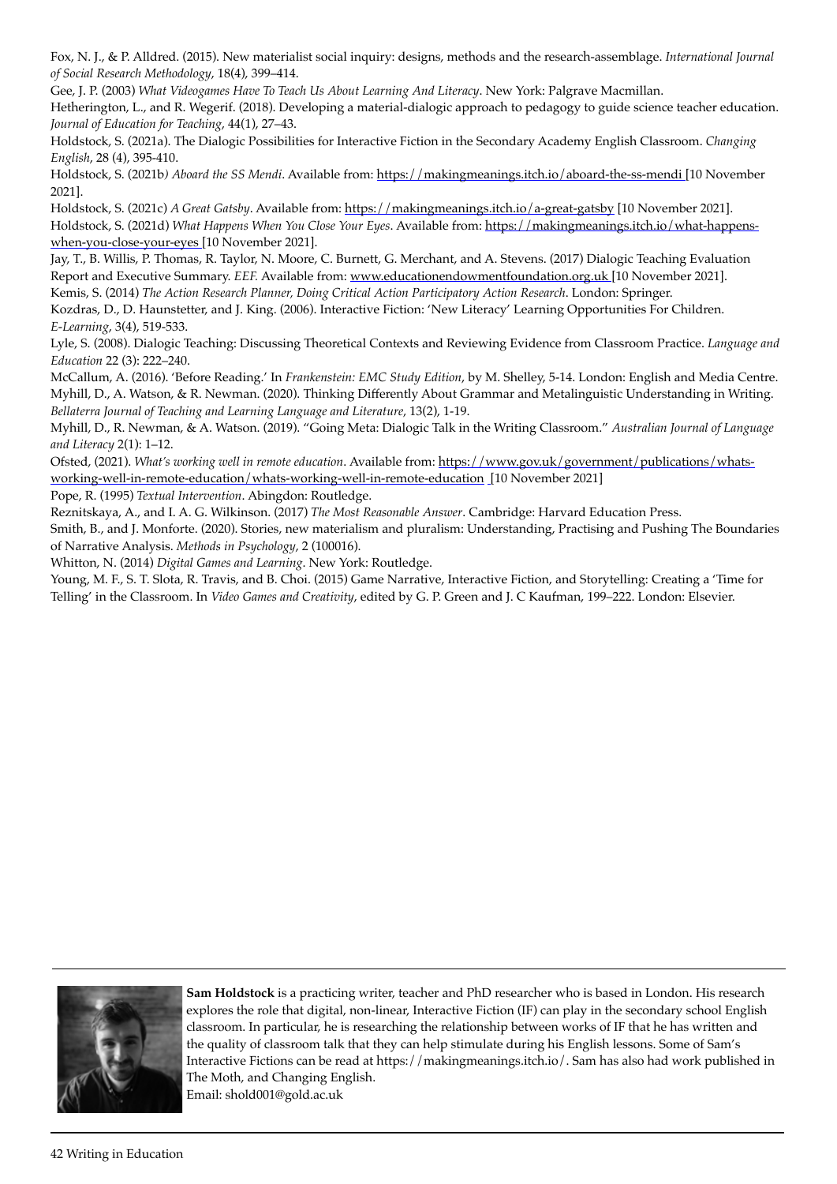Fox, N. J., & P. Alldred. (2015). New materialist social inquiry: designs, methods and the research-assemblage. *International Journal of Social Research Methodology*, 18(4), 399–414.

Gee, J. P. (2003) *What Videogames Have To Teach Us About Learning And Literacy*. New York: Palgrave Macmillan.

Hetherington, L., and R. Wegerif. (2018). Developing a material-dialogic approach to pedagogy to guide science teacher education. *Journal of Education for Teaching*, 44(1), 27–43.

Holdstock, S. (2021a). The Dialogic Possibilities for Interactive Fiction in the Secondary Academy English Classroom. *Changing English*, 28 (4), 395-410.

Holdstock, S. (2021b*) Aboard the SS Mendi*. Available from: https://makingmeanings.itch.io/aboard-the-ss-mendi [10 November 2021].

Holdstock, S. (2021c) *A Great Gatsby*. Available from: https://makingmeanings.itch.io/a-great-gatsby [10 November 2021].

Holdstock, S. (2021d) *What Happens When You Close Your Eyes*. Available from: https://makingmeanings.itch.io/what-happens-when-you-close-your-eyes [10 November 2021].

Jay, T., B. Willis, P. Thomas, R. Taylor, N. Moore, C. Burnett, G. Merchant, and A. Stevens. (2017) Dialogic Teaching Evaluation Report and Executive Summary. *EEF.* Available from: www.educationendowmentfoundation.org.uk [10 November 2021].

Kemis, S. (2014) *The Action Research Planner, Doing Critical Action Participatory Action Research*. London: Springer.

Kozdras, D., D. Haunstetter, and J. King. (2006). Interactive Fiction: 'New Literacy' Learning Opportunities For Children. *E-Learning*, 3(4), 519-533.

Lyle, S. (2008). Dialogic Teaching: Discussing Theoretical Contexts and Reviewing Evidence from Classroom Practice. *Language and Education* 22 (3): 222–240.

McCallum, A. (2016). 'Before Reading.' In *Frankenstein: EMC Study Edition*, by M. Shelley, 5-14. London: English and Media Centre.

Myhill, D., A. Watson, & R. Newman. (2020). Thinking Differently About Grammar and Metalinguistic Understanding in Writing. *Bellaterra Journal of Teaching and Learning Language and Literature*, 13(2), 1-19.

Myhill, D., R. Newman, & A. Watson. (2019). "Going Meta: Dialogic Talk in the Writing Classroom." *Australian Journal of Language and Literacy* 2(1): 1–12.

Ofsted, (2021). *What's working well in remote education*. Available from: https://www.gov.uk/government/publications/whats-working-well-in-remote-education/whats-working-well-in-remote-education [10 November 2021]

Pope, R. (1995) *Textual Intervention*. Abingdon: Routledge.

Reznitskaya, A., and I. A. G. Wilkinson. (2017) *The Most Reasonable Answer*. Cambridge: Harvard Education Press.

Smith, B., and J. Monforte. (2020). Stories, new materialism and pluralism: Understanding, Practising and Pushing The Boundaries of Narrative Analysis. *Methods in Psychology*, 2 (100016).

Whitton, N. (2014) *Digital Games and Learning*. New York: Routledge.

Young, M. F., S. T. Slota, R. Travis, and B. Choi. (2015) Game Narrative, Interactive Fiction, and Storytelling: Creating a 'Time for Telling' in the Classroom. In *Video Games and Creativity*, edited by G. P. Green and J. C Kaufman, 199–222. London: Elsevier.

---

**Sam Holdstock** is a practicing writer, teacher and PhD researcher who is based in London. His research explores the role that digital, non-linear, Interactive Fiction (IF) can play in the secondary school English classroom. In particular, he is researching the relationship between works of IF that he has written and the quality of classroom talk that they can help stimulate during his English lessons. Some of Sam's Interactive Fictions can be read at https://makingmeanings.itch.io/. Sam has also had work published in The Moth, and Changing English.
Email: shold001@gold.ac.uk